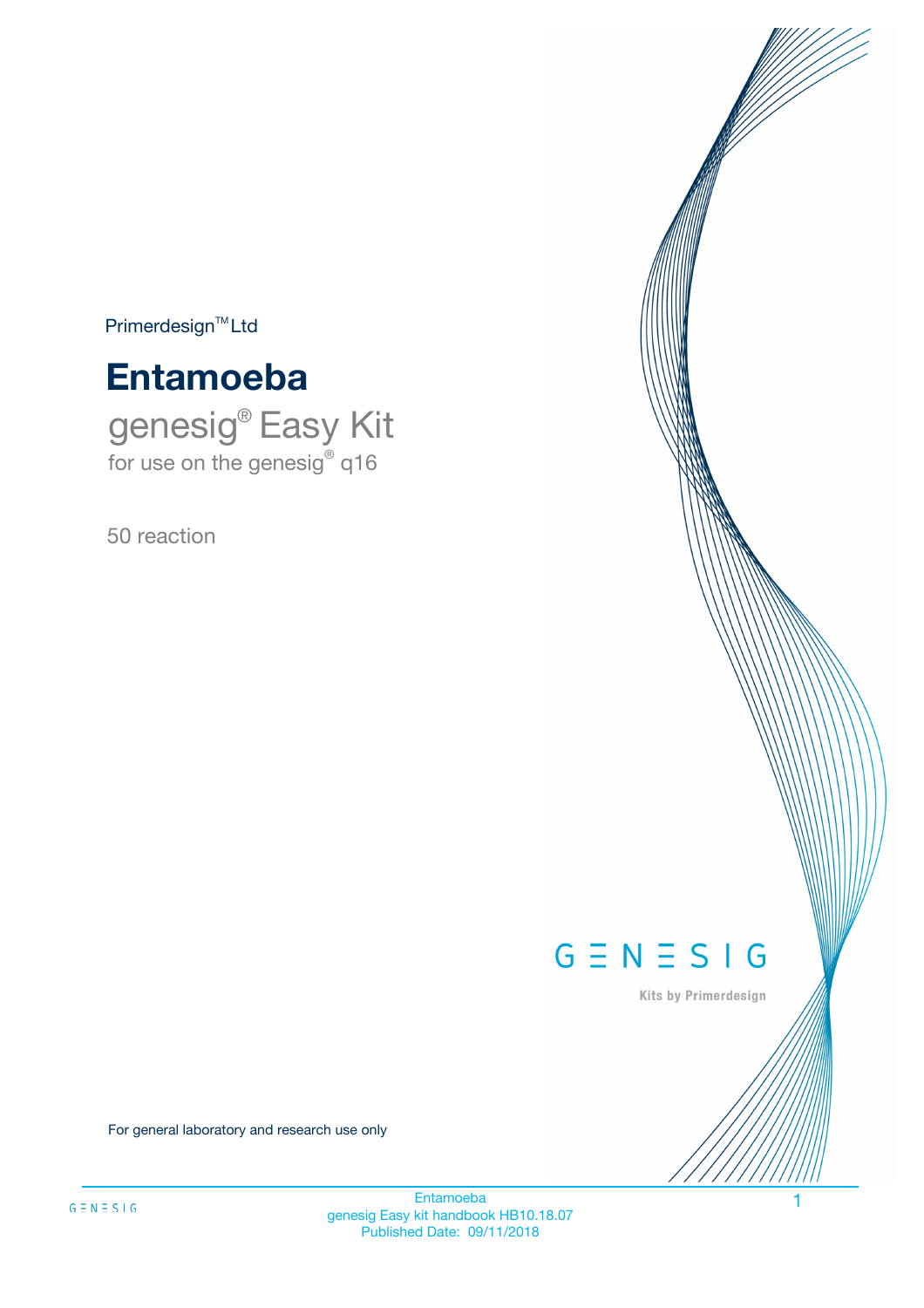Primerdesign™ Ltd

# Entamoeba

## genesig® Easy Kit

for use on the genesig® q16

50 reaction

GENESIG

Kits by Primerdesign

For general laboratory and research use only

Entamoeba
genesig Easy kit handbook HB10.18.07
Published Date: 09/11/2018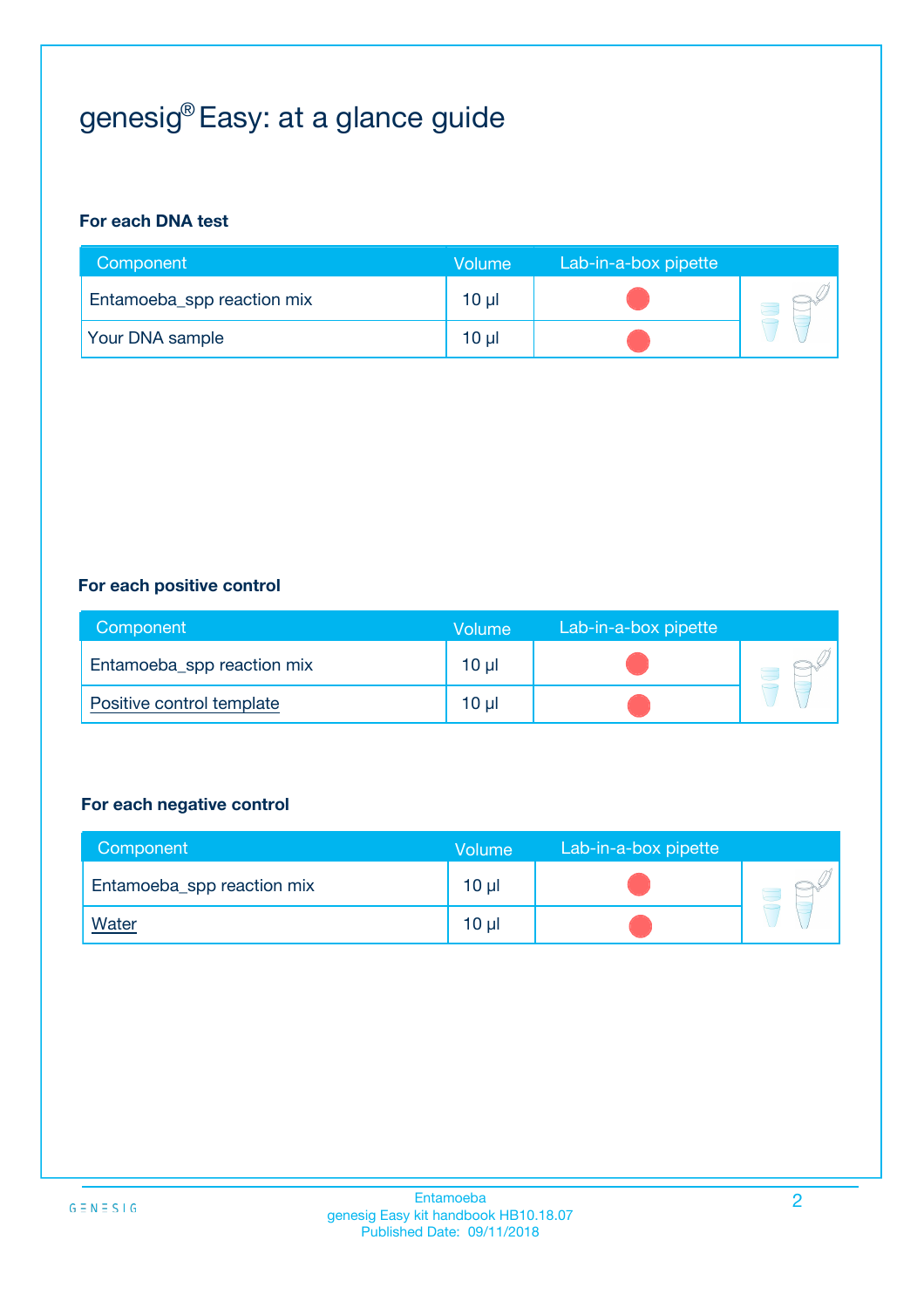# genesig® Easy: at a glance guide

**For each DNA test**

| Component | Volume | Lab-in-a-box pipette |
|---|---|---|
| Entamoeba_spp reaction mix | 10 µl | ● |
| Your DNA sample | 10 µl | ● |

**For each positive control**

| Component | Volume | Lab-in-a-box pipette |
|---|---|---|
| Entamoeba_spp reaction mix | 10 µl | ● |
| Positive control template | 10 µl | ● |

**For each negative control**

| Component | Volume | Lab-in-a-box pipette |
|---|---|---|
| Entamoeba_spp reaction mix | 10 µl | ● |
| Water | 10 µl | ● |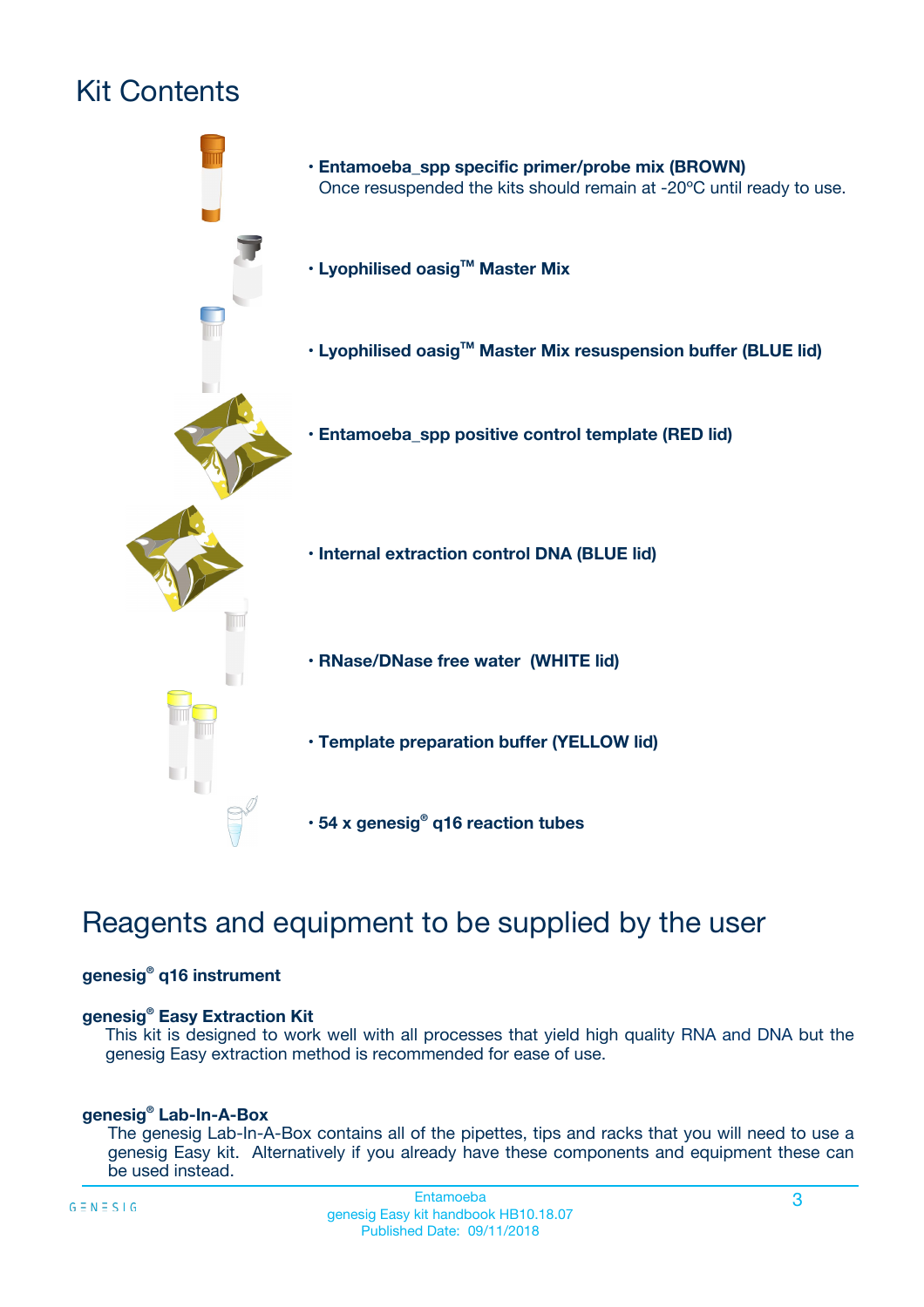# Kit Contents

- **Entamoeba_spp specific primer/probe mix (BROWN)**
  Once resuspended the kits should remain at -20ºC until ready to use.
- **Lyophilised oasig™ Master Mix**
- **Lyophilised oasig™ Master Mix resuspension buffer (BLUE lid)**
- **Entamoeba_spp positive control template (RED lid)**
- **Internal extraction control DNA (BLUE lid)**
- **RNase/DNase free water (WHITE lid)**
- **Template preparation buffer (YELLOW lid)**
- **54 x genesig® q16 reaction tubes**

# Reagents and equipment to be supplied by the user

**genesig® q16 instrument**

**genesig® Easy Extraction Kit**
This kit is designed to work well with all processes that yield high quality RNA and DNA but the genesig Easy extraction method is recommended for ease of use.

**genesig® Lab-In-A-Box**
The genesig Lab-In-A-Box contains all of the pipettes, tips and racks that you will need to use a genesig Easy kit. Alternatively if you already have these components and equipment these can be used instead.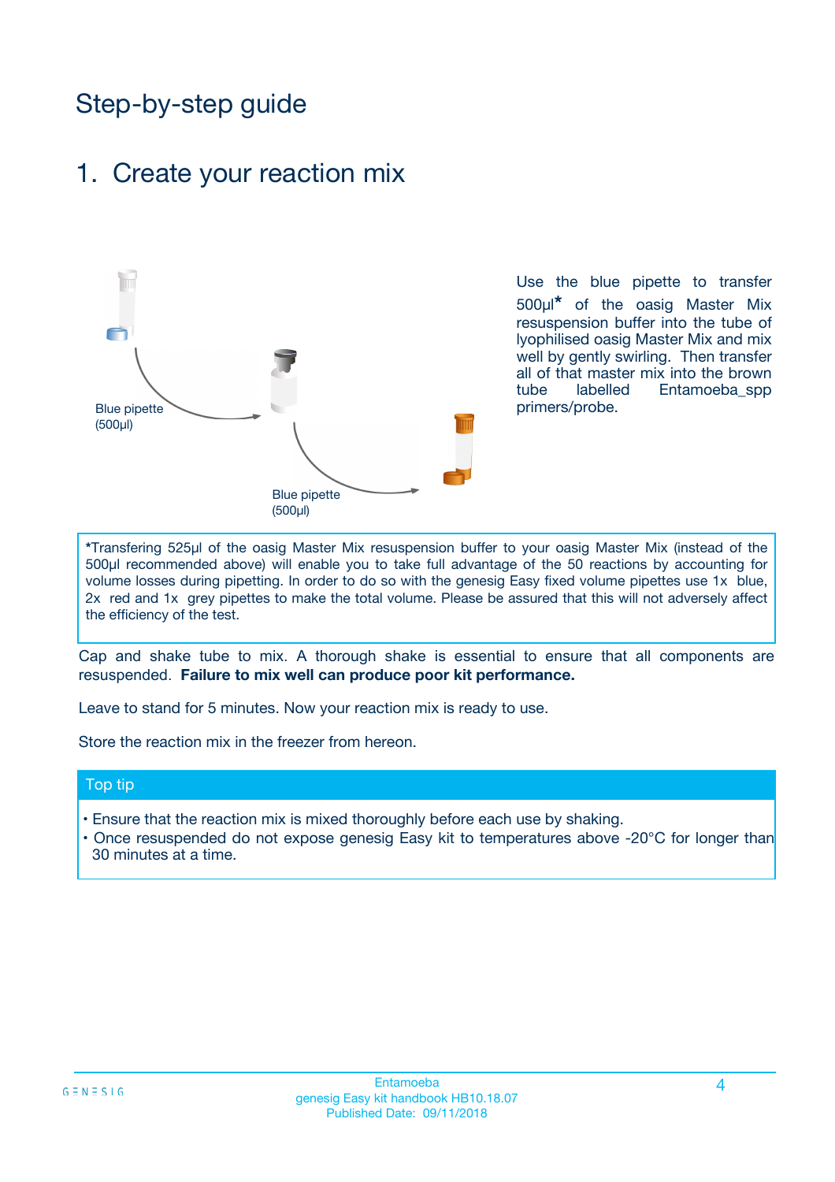# Step-by-step guide

## 1. Create your reaction mix

Blue pipette (500µl)

Blue pipette (500µl)

Use the blue pipette to transfer 500µl* of the oasig Master Mix resuspension buffer into the tube of lyophilised oasig Master Mix and mix well by gently swirling. Then transfer all of that master mix into the brown tube labelled Entamoeba_spp primers/probe.

*Transfering 525µl of the oasig Master Mix resuspension buffer to your oasig Master Mix (instead of the 500µl recommended above) will enable you to take full advantage of the 50 reactions by accounting for volume losses during pipetting. In order to do so with the genesig Easy fixed volume pipettes use 1x blue, 2x red and 1x grey pipettes to make the total volume. Please be assured that this will not adversely affect the efficiency of the test.

Cap and shake tube to mix. A thorough shake is essential to ensure that all components are resuspended. **Failure to mix well can produce poor kit performance.**

Leave to stand for 5 minutes. Now your reaction mix is ready to use.

Store the reaction mix in the freezer from hereon.

### Top tip

- Ensure that the reaction mix is mixed thoroughly before each use by shaking.
- Once resuspended do not expose genesig Easy kit to temperatures above -20°C for longer than 30 minutes at a time.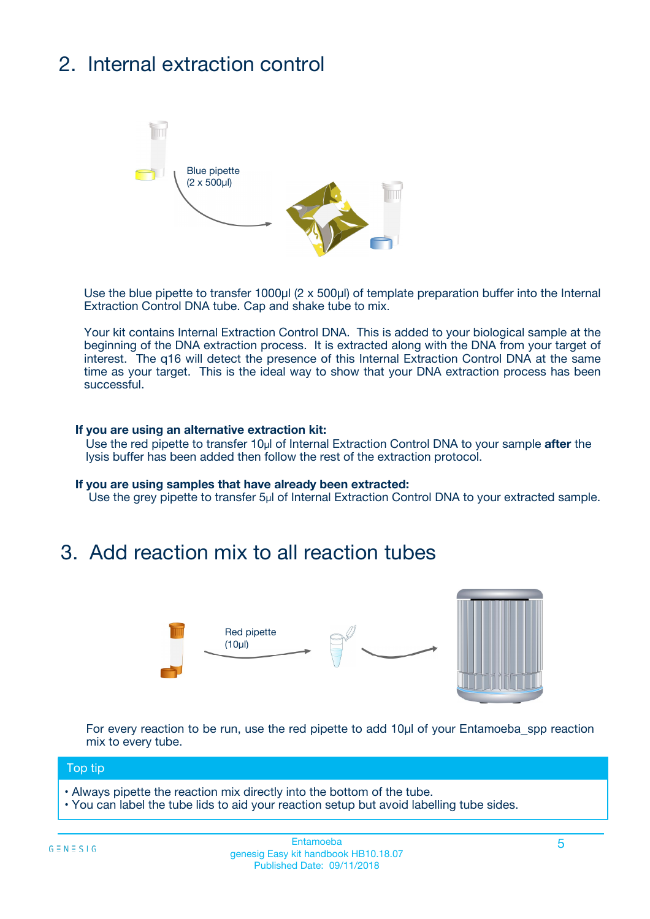## 2. Internal extraction control

Blue pipette (2 x 500µl)

Use the blue pipette to transfer 1000µl (2 x 500µl) of template preparation buffer into the Internal Extraction Control DNA tube. Cap and shake tube to mix.

Your kit contains Internal Extraction Control DNA. This is added to your biological sample at the beginning of the DNA extraction process. It is extracted along with the DNA from your target of interest. The q16 will detect the presence of this Internal Extraction Control DNA at the same time as your target. This is the ideal way to show that your DNA extraction process has been successful.

**If you are using an alternative extraction kit:**

Use the red pipette to transfer 10µl of Internal Extraction Control DNA to your sample **after** the lysis buffer has been added then follow the rest of the extraction protocol.

**If you are using samples that have already been extracted:**

Use the grey pipette to transfer 5µl of Internal Extraction Control DNA to your extracted sample.

## 3. Add reaction mix to all reaction tubes

Red pipette (10µl)

For every reaction to be run, use the red pipette to add 10µl of your Entamoeba_spp reaction mix to every tube.

**Top tip**

- Always pipette the reaction mix directly into the bottom of the tube.
- You can label the tube lids to aid your reaction setup but avoid labelling tube sides.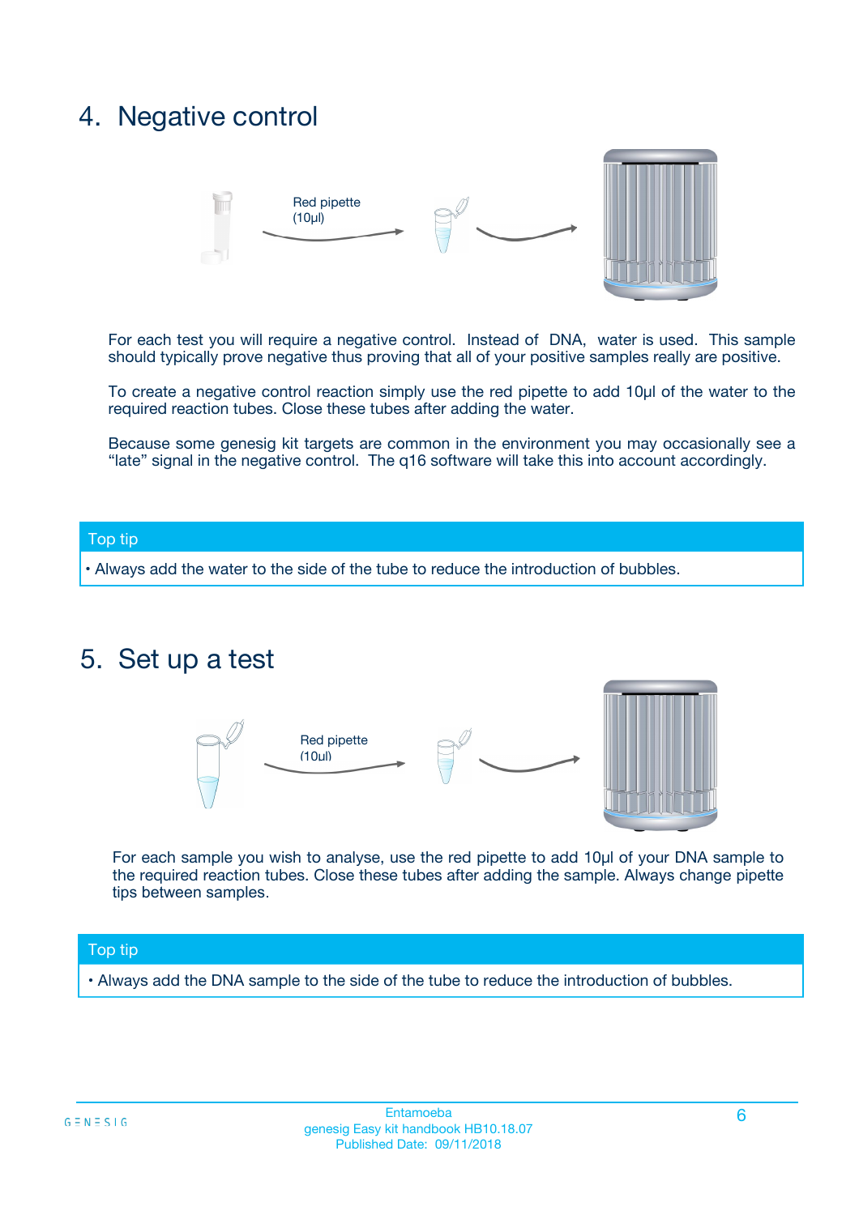# 4. Negative control

Red pipette (10µl)

For each test you will require a negative control. Instead of DNA, water is used. This sample should typically prove negative thus proving that all of your positive samples really are positive.

To create a negative control reaction simply use the red pipette to add 10µl of the water to the required reaction tubes. Close these tubes after adding the water.

Because some genesig kit targets are common in the environment you may occasionally see a "late" signal in the negative control. The q16 software will take this into account accordingly.

**Top tip**

- Always add the water to the side of the tube to reduce the introduction of bubbles.

# 5. Set up a test

Red pipette (10µl)

For each sample you wish to analyse, use the red pipette to add 10µl of your DNA sample to the required reaction tubes. Close these tubes after adding the sample. Always change pipette tips between samples.

**Top tip**

- Always add the DNA sample to the side of the tube to reduce the introduction of bubbles.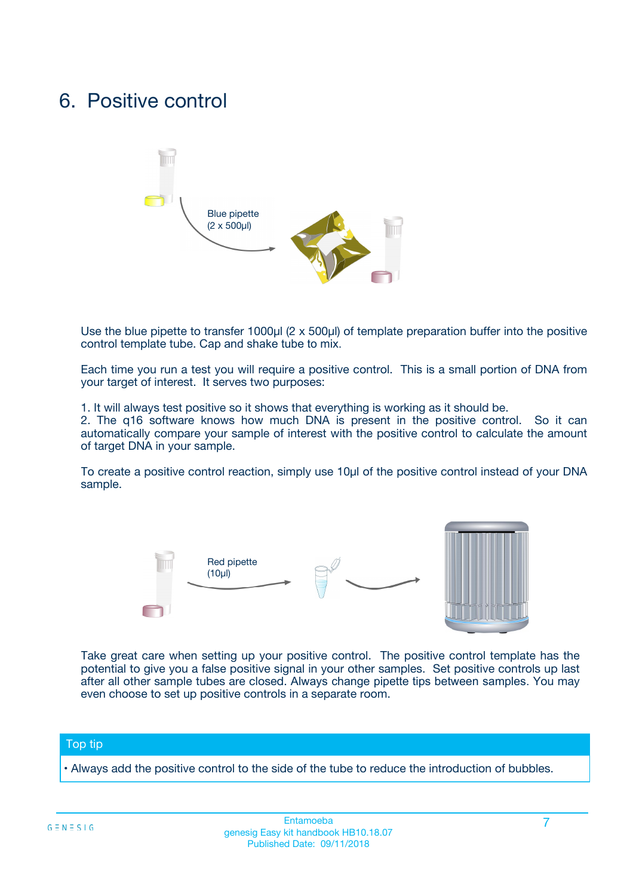# 6. Positive control

Blue pipette
(2 x 500µl)

Use the blue pipette to transfer 1000µl (2 x 500µl) of template preparation buffer into the positive control template tube. Cap and shake tube to mix.

Each time you run a test you will require a positive control. This is a small portion of DNA from your target of interest. It serves two purposes:

1. It will always test positive so it shows that everything is working as it should be.
2. The q16 software knows how much DNA is present in the positive control. So it can automatically compare your sample of interest with the positive control to calculate the amount of target DNA in your sample.

To create a positive control reaction, simply use 10µl of the positive control instead of your DNA sample.

Red pipette
(10µl)

Take great care when setting up your positive control. The positive control template has the potential to give you a false positive signal in your other samples. Set positive controls up last after all other sample tubes are closed. Always change pipette tips between samples. You may even choose to set up positive controls in a separate room.

**Top tip**

• Always add the positive control to the side of the tube to reduce the introduction of bubbles.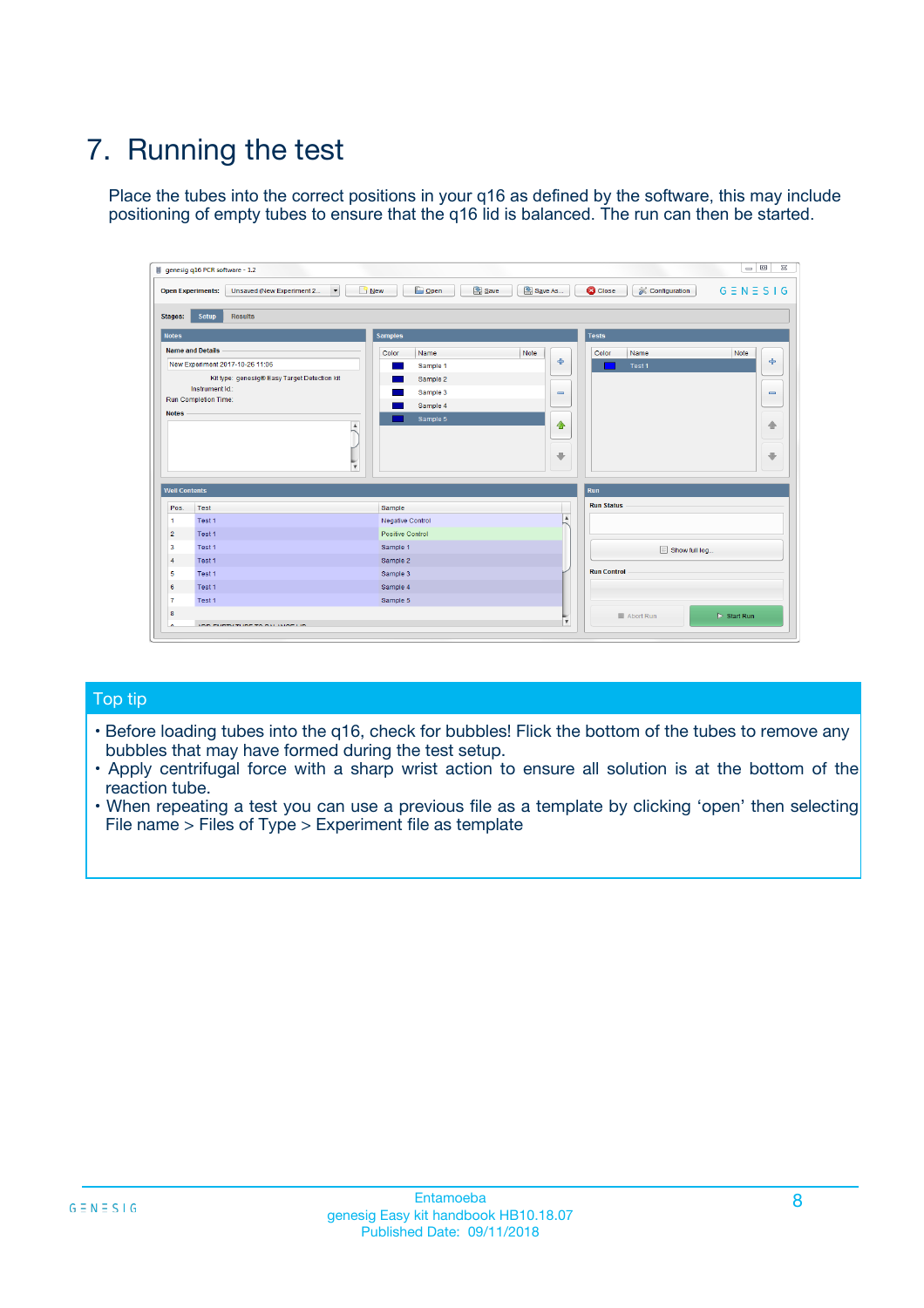# 7. Running the test

Place the tubes into the correct positions in your q16 as defined by the software, this may include positioning of empty tubes to ensure that the q16 lid is balanced. The run can then be started.

## Top tip

- Before loading tubes into the q16, check for bubbles! Flick the bottom of the tubes to remove any bubbles that may have formed during the test setup.
- Apply centrifugal force with a sharp wrist action to ensure all solution is at the bottom of the reaction tube.
- When repeating a test you can use a previous file as a template by clicking 'open' then selecting File name > Files of Type > Experiment file as template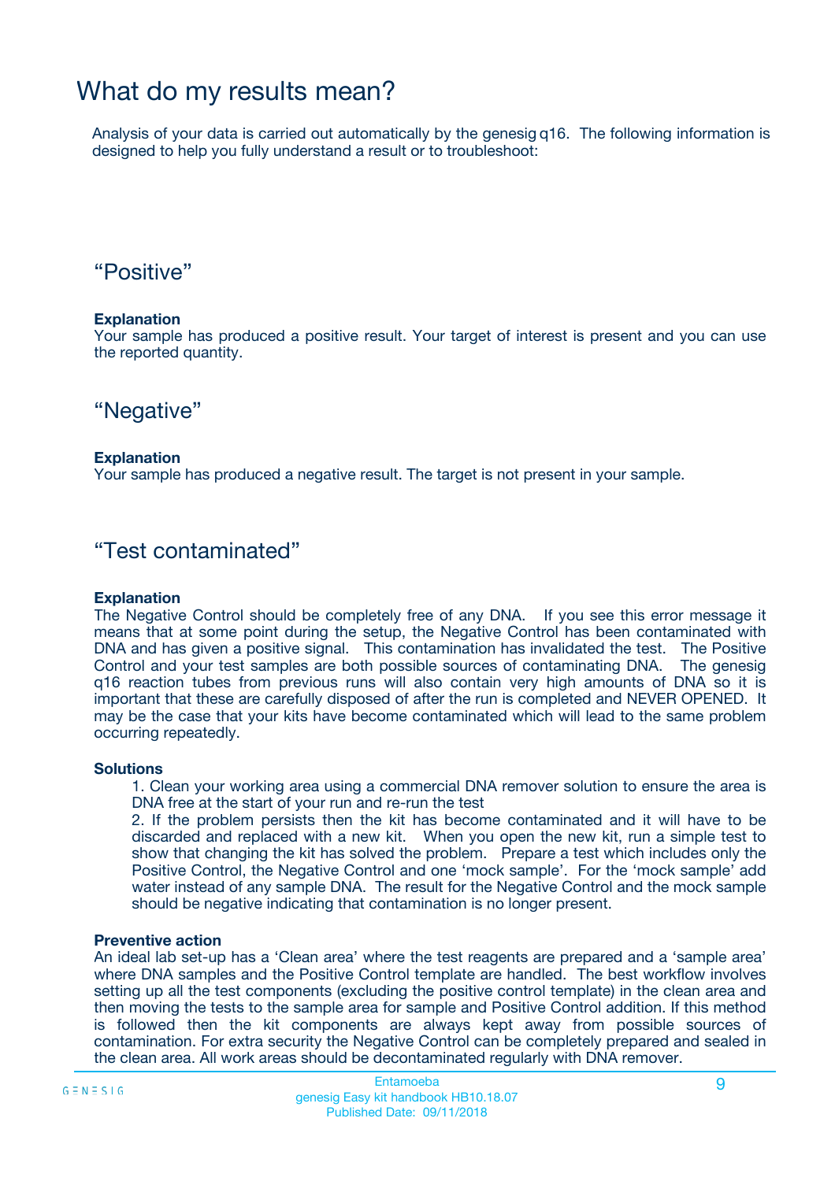# What do my results mean?

Analysis of your data is carried out automatically by the genesig q16. The following information is designed to help you fully understand a result or to troubleshoot:

## "Positive"

**Explanation**
Your sample has produced a positive result. Your target of interest is present and you can use the reported quantity.

## "Negative"

**Explanation**
Your sample has produced a negative result. The target is not present in your sample.

## "Test contaminated"

**Explanation**
The Negative Control should be completely free of any DNA. If you see this error message it means that at some point during the setup, the Negative Control has been contaminated with DNA and has given a positive signal. This contamination has invalidated the test. The Positive Control and your test samples are both possible sources of contaminating DNA. The genesig q16 reaction tubes from previous runs will also contain very high amounts of DNA so it is important that these are carefully disposed of after the run is completed and NEVER OPENED. It may be the case that your kits have become contaminated which will lead to the same problem occurring repeatedly.

**Solutions**

1. Clean your working area using a commercial DNA remover solution to ensure the area is DNA free at the start of your run and re-run the test
2. If the problem persists then the kit has become contaminated and it will have to be discarded and replaced with a new kit. When you open the new kit, run a simple test to show that changing the kit has solved the problem. Prepare a test which includes only the Positive Control, the Negative Control and one 'mock sample'. For the 'mock sample' add water instead of any sample DNA. The result for the Negative Control and the mock sample should be negative indicating that contamination is no longer present.

**Preventive action**
An ideal lab set-up has a 'Clean area' where the test reagents are prepared and a 'sample area' where DNA samples and the Positive Control template are handled. The best workflow involves setting up all the test components (excluding the positive control template) in the clean area and then moving the tests to the sample area for sample and Positive Control addition. If this method is followed then the kit components are always kept away from possible sources of contamination. For extra security the Negative Control can be completely prepared and sealed in the clean area. All work areas should be decontaminated regularly with DNA remover.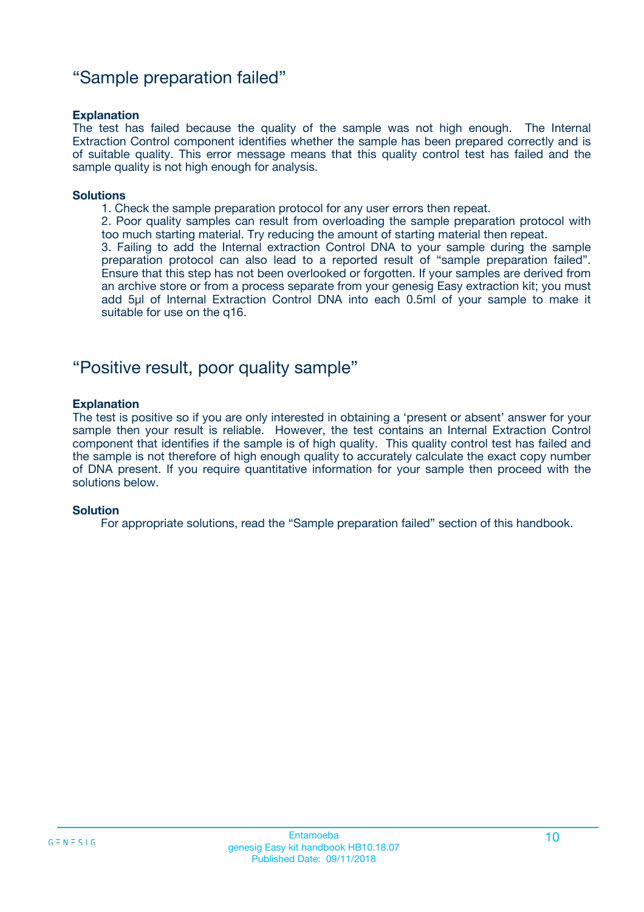## “Sample preparation failed”

**Explanation**

The test has failed because the quality of the sample was not high enough. The Internal Extraction Control component identifies whether the sample has been prepared correctly and is of suitable quality. This error message means that this quality control test has failed and the sample quality is not high enough for analysis.

**Solutions**

1. Check the sample preparation protocol for any user errors then repeat.
2. Poor quality samples can result from overloading the sample preparation protocol with too much starting material. Try reducing the amount of starting material then repeat.
3. Failing to add the Internal extraction Control DNA to your sample during the sample preparation protocol can also lead to a reported result of “sample preparation failed”. Ensure that this step has not been overlooked or forgotten. If your samples are derived from an archive store or from a process separate from your genesig Easy extraction kit; you must add 5µl of Internal Extraction Control DNA into each 0.5ml of your sample to make it suitable for use on the q16.

## “Positive result, poor quality sample”

**Explanation**

The test is positive so if you are only interested in obtaining a ‘present or absent’ answer for your sample then your result is reliable. However, the test contains an Internal Extraction Control component that identifies if the sample is of high quality. This quality control test has failed and the sample is not therefore of high enough quality to accurately calculate the exact copy number of DNA present. If you require quantitative information for your sample then proceed with the solutions below.

**Solution**

For appropriate solutions, read the “Sample preparation failed” section of this handbook.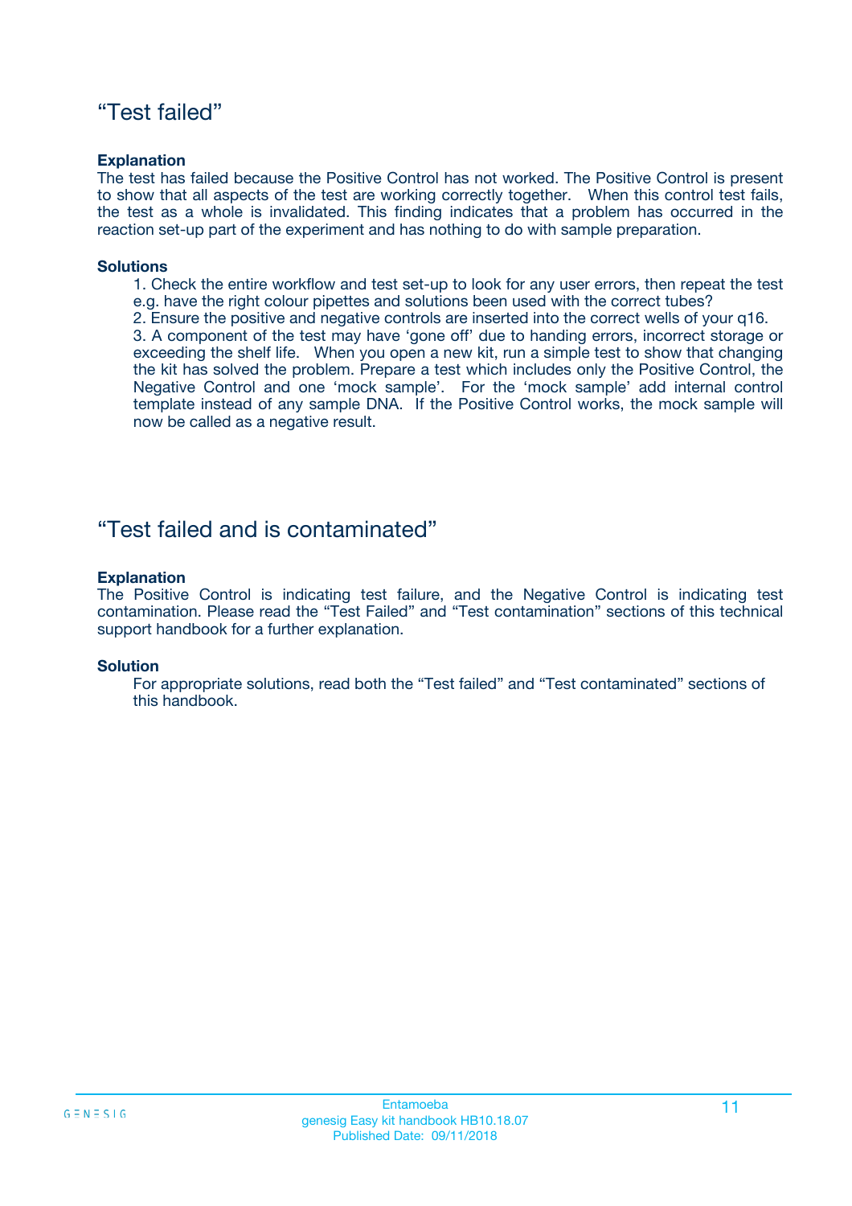## “Test failed”

**Explanation**

The test has failed because the Positive Control has not worked. The Positive Control is present to show that all aspects of the test are working correctly together. When this control test fails, the test as a whole is invalidated. This finding indicates that a problem has occurred in the reaction set-up part of the experiment and has nothing to do with sample preparation.

**Solutions**

1. Check the entire workflow and test set-up to look for any user errors, then repeat the test e.g. have the right colour pipettes and solutions been used with the correct tubes?
2. Ensure the positive and negative controls are inserted into the correct wells of your q16.
3. A component of the test may have ‘gone off’ due to handing errors, incorrect storage or exceeding the shelf life. When you open a new kit, run a simple test to show that changing the kit has solved the problem. Prepare a test which includes only the Positive Control, the Negative Control and one ‘mock sample’. For the ‘mock sample’ add internal control template instead of any sample DNA. If the Positive Control works, the mock sample will now be called as a negative result.

## “Test failed and is contaminated”

**Explanation**

The Positive Control is indicating test failure, and the Negative Control is indicating test contamination. Please read the “Test Failed” and “Test contamination” sections of this technical support handbook for a further explanation.

**Solution**

For appropriate solutions, read both the “Test failed” and “Test contaminated” sections of this handbook.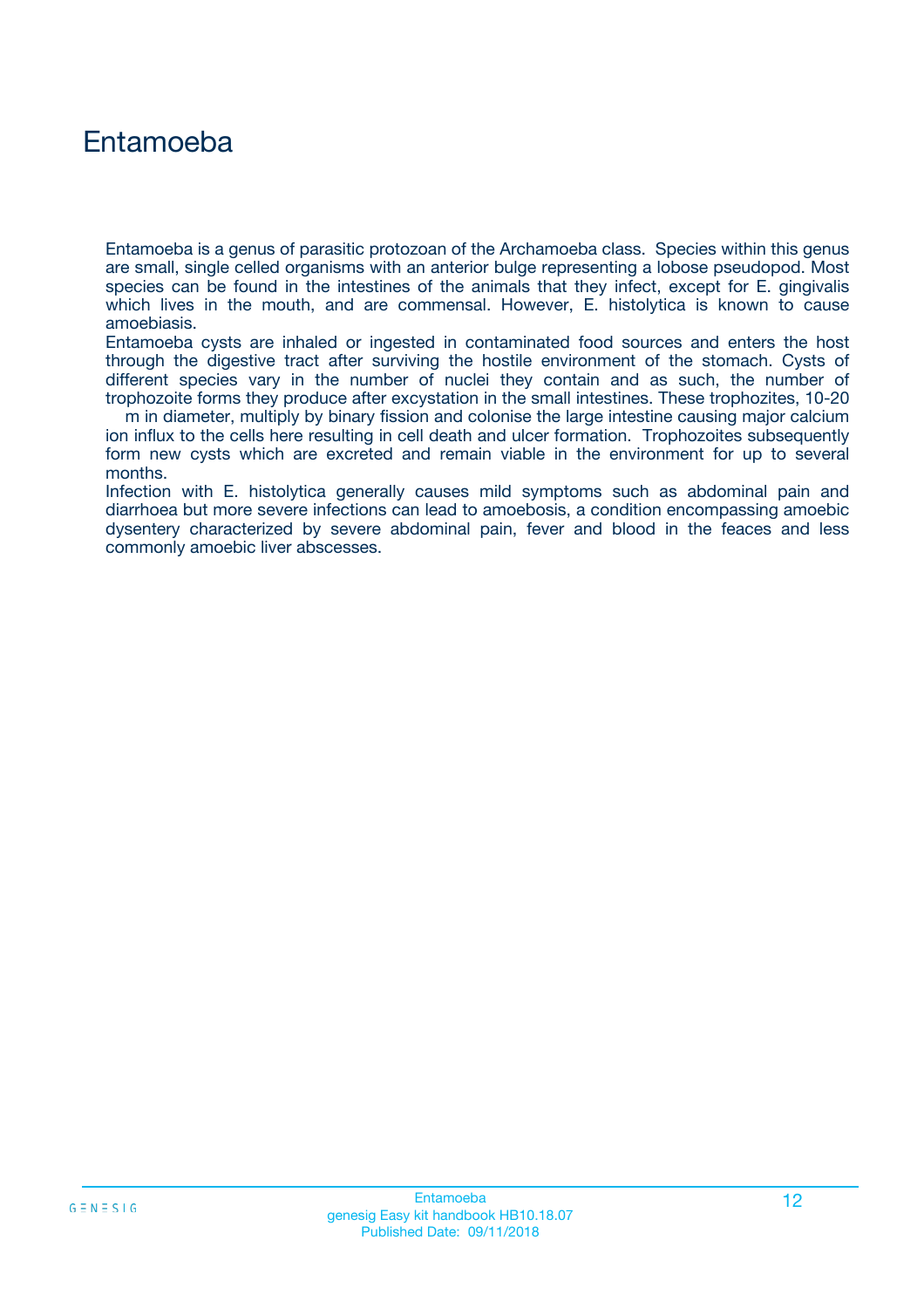# Entamoeba

Entamoeba is a genus of parasitic protozoan of the Archamoeba class. Species within this genus are small, single celled organisms with an anterior bulge representing a lobose pseudopod. Most species can be found in the intestines of the animals that they infect, except for E. gingivalis which lives in the mouth, and are commensal. However, E. histolytica is known to cause amoebiasis.

Entamoeba cysts are inhaled or ingested in contaminated food sources and enters the host through the digestive tract after surviving the hostile environment of the stomach. Cysts of different species vary in the number of nuclei they contain and as such, the number of trophozoite forms they produce after excystation in the small intestines. These trophozites, 10-20 m in diameter, multiply by binary fission and colonise the large intestine causing major calcium ion influx to the cells here resulting in cell death and ulcer formation. Trophozoites subsequently form new cysts which are excreted and remain viable in the environment for up to several months.

Infection with E. histolytica generally causes mild symptoms such as abdominal pain and diarrhoea but more severe infections can lead to amoebosis, a condition encompassing amoebic dysentery characterized by severe abdominal pain, fever and blood in the feaces and less commonly amoebic liver abscesses.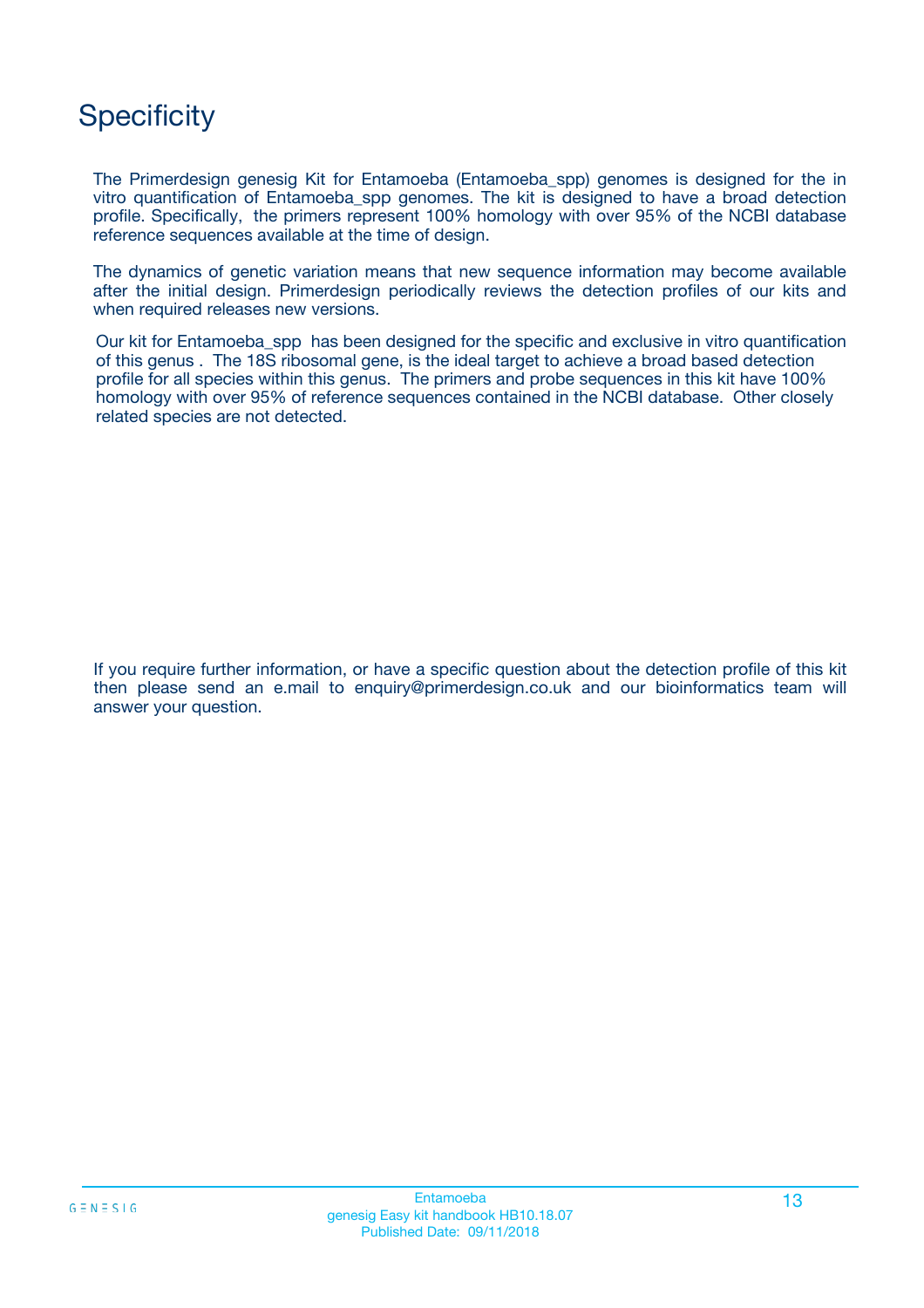# Specificity

The Primerdesign genesig Kit for Entamoeba (Entamoeba_spp) genomes is designed for the in vitro quantification of Entamoeba_spp genomes. The kit is designed to have a broad detection profile. Specifically, the primers represent 100% homology with over 95% of the NCBI database reference sequences available at the time of design.

The dynamics of genetic variation means that new sequence information may become available after the initial design. Primerdesign periodically reviews the detection profiles of our kits and when required releases new versions.

Our kit for Entamoeba_spp has been designed for the specific and exclusive in vitro quantification of this genus . The 18S ribosomal gene, is the ideal target to achieve a broad based detection profile for all species within this genus. The primers and probe sequences in this kit have 100% homology with over 95% of reference sequences contained in the NCBI database. Other closely related species are not detected.

If you require further information, or have a specific question about the detection profile of this kit then please send an e.mail to enquiry@primerdesign.co.uk and our bioinformatics team will answer your question.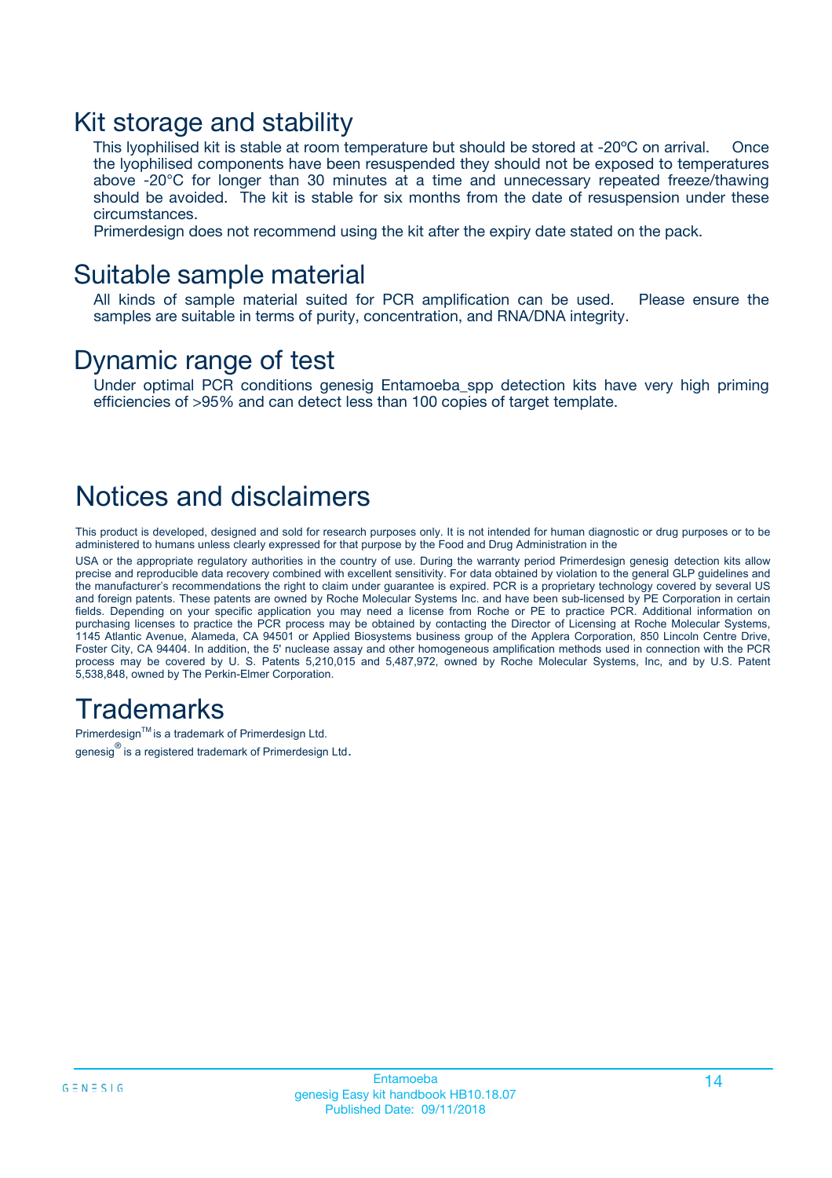## Kit storage and stability

This lyophilised kit is stable at room temperature but should be stored at -20ºC on arrival. Once the lyophilised components have been resuspended they should not be exposed to temperatures above -20°C for longer than 30 minutes at a time and unnecessary repeated freeze/thawing should be avoided. The kit is stable for six months from the date of resuspension under these circumstances.

Primerdesign does not recommend using the kit after the expiry date stated on the pack.

## Suitable sample material

All kinds of sample material suited for PCR amplification can be used. Please ensure the samples are suitable in terms of purity, concentration, and RNA/DNA integrity.

## Dynamic range of test

Under optimal PCR conditions genesig Entamoeba_spp detection kits have very high priming efficiencies of >95% and can detect less than 100 copies of target template.

# Notices and disclaimers

This product is developed, designed and sold for research purposes only. It is not intended for human diagnostic or drug purposes or to be administered to humans unless clearly expressed for that purpose by the Food and Drug Administration in the

USA or the appropriate regulatory authorities in the country of use. During the warranty period Primerdesign genesig detection kits allow precise and reproducible data recovery combined with excellent sensitivity. For data obtained by violation to the general GLP guidelines and the manufacturer's recommendations the right to claim under guarantee is expired. PCR is a proprietary technology covered by several US and foreign patents. These patents are owned by Roche Molecular Systems Inc. and have been sub-licensed by PE Corporation in certain fields. Depending on your specific application you may need a license from Roche or PE to practice PCR. Additional information on purchasing licenses to practice the PCR process may be obtained by contacting the Director of Licensing at Roche Molecular Systems, 1145 Atlantic Avenue, Alameda, CA 94501 or Applied Biosystems business group of the Applera Corporation, 850 Lincoln Centre Drive, Foster City, CA 94404. In addition, the 5' nuclease assay and other homogeneous amplification methods used in connection with the PCR process may be covered by U. S. Patents 5,210,015 and 5,487,972, owned by Roche Molecular Systems, Inc, and by U.S. Patent 5,538,848, owned by The Perkin-Elmer Corporation.

# Trademarks

Primerdesign™ is a trademark of Primerdesign Ltd.

genesig® is a registered trademark of Primerdesign Ltd.